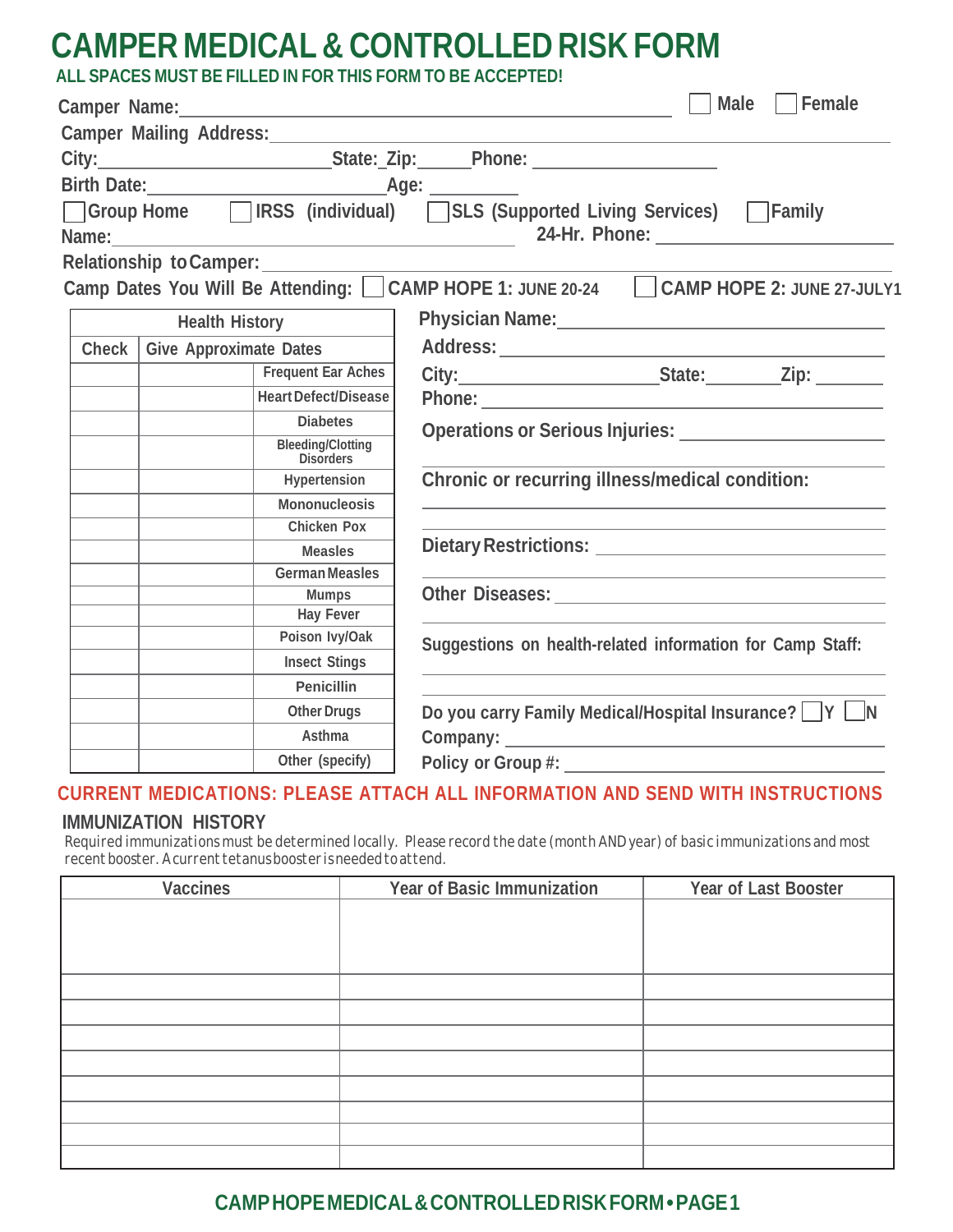# CAMPER MEDICAL & CONTROLLED RISK FORM

**ALL SPACES MUST BE FILLED IN FOR THIS FORM TO BE ACCEPTED!**

Camper Name:______________________________ ☐ Male ☐ Female

Camper Mailing Address:______________________________

City:______________ State:_ Zip:______ Phone: ______________

Birth Date:______________ Age: ________

☐ Group Home ☐ IRSS (individual) ☐ SLS (Supported Living Services) ☐ Family

Name:______________________________ 24-Hr. Phone: ______________

Relationship to Camper:______________________________

Camp Dates You Will Be Attending: ☐ CAMP HOPE 1: JUNE 20-24 ☐ CAMP HOPE 2: JUNE 27-JULY1

| Health History | | |
|---|---|---|
| Check | Give Approximate Dates | |
| | | Frequent Ear Aches |
| | | Heart Defect/Disease |
| | | Diabetes |
| | | Bleeding/Clotting Disorders |
| | | Hypertension |
| | | Mononucleosis |
| | | Chicken Pox |
| | | Measles |
| | | German Measles |
| | | Mumps |
| | | Hay Fever |
| | | Poison Ivy/Oak |
| | | Insect Stings |
| | | Penicillin |
| | | Other Drugs |
| | | Asthma |
| | | Other (specify) |

Physician Name:______________________________

Address:______________________________

City:______________ State:________ Zip: ________

Phone:______________________________

Operations or Serious Injuries: ______________________________

Chronic or recurring illness/medical condition:

______________________________

Dietary Restrictions: ______________________________

Other Diseases: ______________________________

Suggestions on health-related information for Camp Staff:

______________________________

Do you carry Family Medical/Hospital Insurance? ☐ Y ☐ N

Company: ______________________________

Policy or Group #: ______________________________

**CURRENT MEDICATIONS: PLEASE ATTACH ALL INFORMATION AND SEND WITH INSTRUCTIONS**

## IMMUNIZATION HISTORY

Required immunizations must be determined locally. Please record the date (month AND year) of basic immunizations and most recent booster. A current tetanus booster is needed to attend.

| Vaccines | Year of Basic Immunization | Year of Last Booster |
|---|---|---|
| | | |
| | | |
| | | |
| | | |
| | | |
| | | |
| | | |
| | | |
| | | |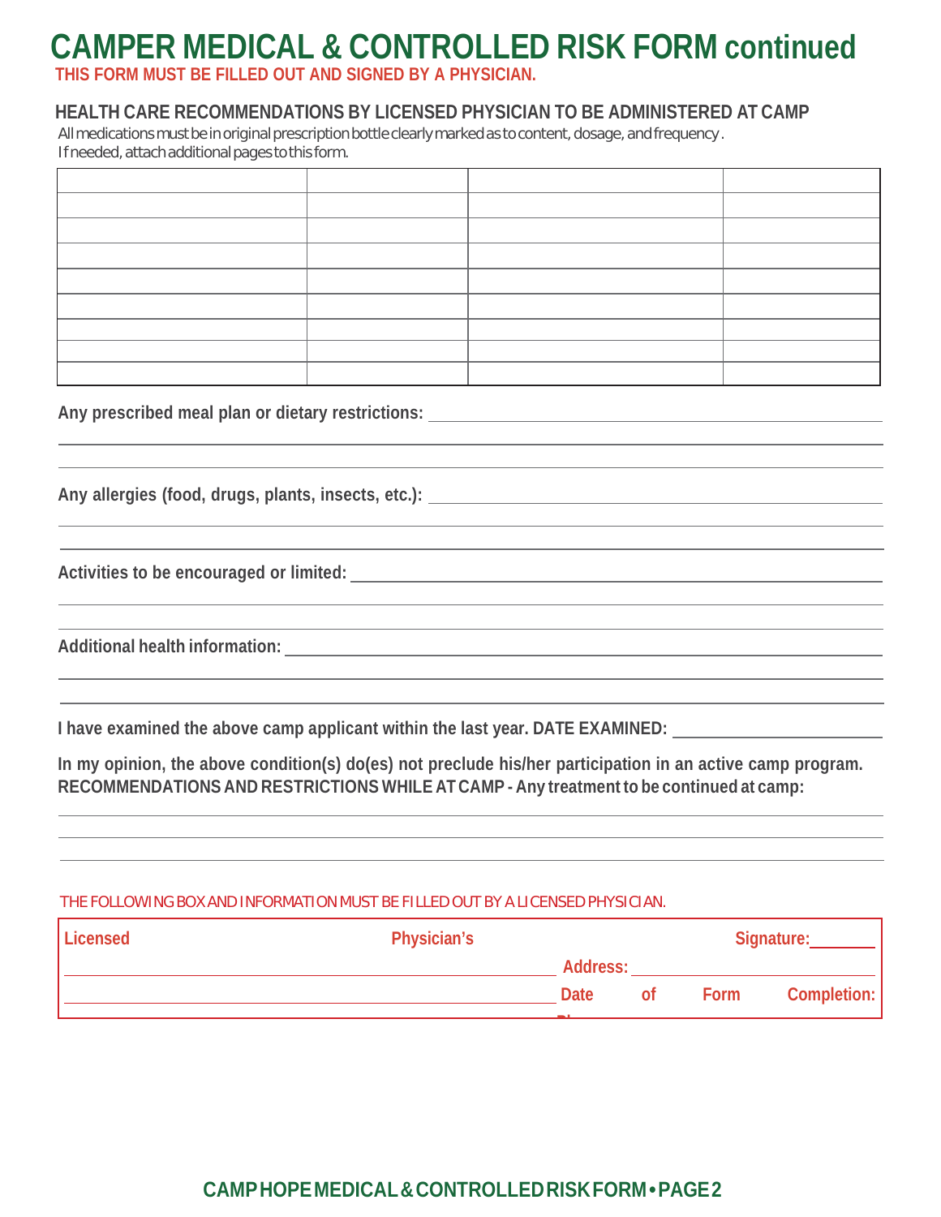# CAMPER MEDICAL & CONTROLLED RISK FORM continued

**THIS FORM MUST BE FILLED OUT AND SIGNED BY A PHYSICIAN.**

## HEALTH CARE RECOMMENDATIONS BY LICENSED PHYSICIAN TO BE ADMINISTERED AT CAMP

All medications must be in original prescription bottle clearly marked as to content, dosage, and frequency.
If needed, attach additional pages to this form.

| | | | |
|---|---|---|---|
| | | | |
| | | | |
| | | | |
| | | | |
| | | | |
| | | | |
| | | | |
| | | | |

**Any prescribed meal plan or dietary restrictions:** ______________________________

______________________________

______________________________

**Any allergies (food, drugs, plants, insects, etc.):** ______________________________

______________________________

______________________________

**Activities to be encouraged or limited:** ______________________________

______________________________

______________________________

**Additional health information:** ______________________________

______________________________

______________________________

**I have examined the above camp applicant within the last year. DATE EXAMINED:** ______________

**In my opinion, the above condition(s) do(es) not preclude his/her participation in an active camp program.**
**RECOMMENDATIONS AND RESTRICTIONS WHILE AT CAMP - Any treatment to be continued at camp:**

______________________________

______________________________

______________________________

THE FOLLOWING BOX AND INFORMATION MUST BE FILLED OUT BY A LICENSED PHYSICIAN.

**Licensed Physician's Signature:** ______________________________

**Address:** ______________________________

**Date of Form Completion:** ______________________________

**Ph**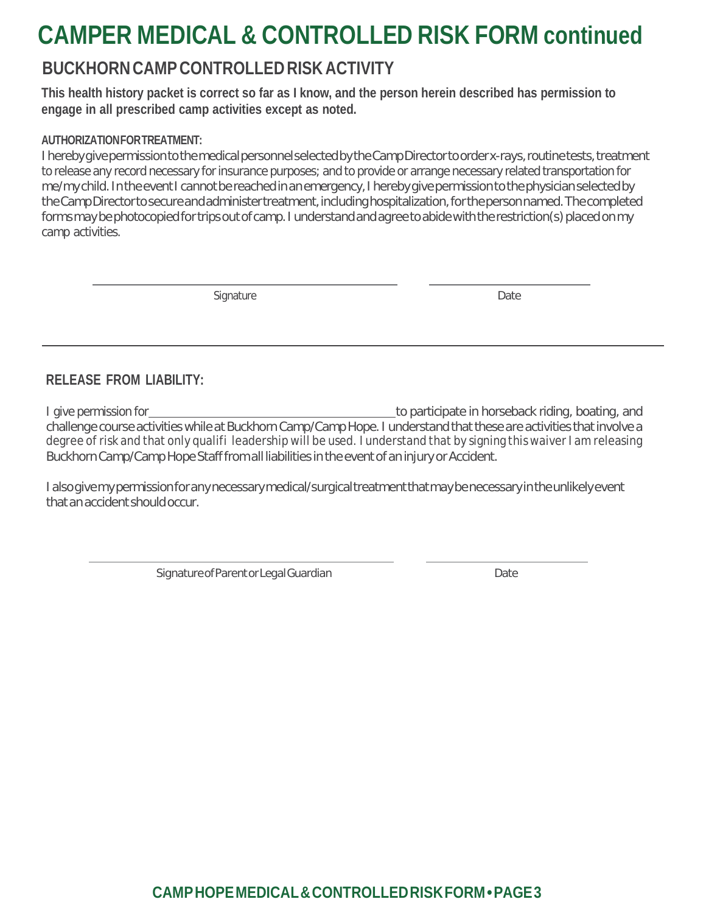# CAMPER MEDICAL & CONTROLLED RISK FORM continued

## BUCKHORN CAMP CONTROLLED RISK ACTIVITY

**This health history packet is correct so far as I know, and the person herein described has permission to engage in all prescribed camp activities except as noted.**

**AUTHORIZATION FOR TREATMENT:**

I hereby give permission to the medical personnel selected by the Camp Director to order x-rays, routine tests, treatment to release any record necessary for insurance purposes; and to provide or arrange necessary related transportation for me/my child. In the event I cannot be reached in an emergency, I hereby give permission to the physician selected by the Camp Director to secure and administer treatment, including hospitalization, for the person named. The completed forms may be photocopied for trips out of camp. I understand and agree to abide with the restriction(s) placed on my camp activities.

______________________________ Signature

______________ Date

---

**RELEASE FROM LIABILITY:**

I give permission for______________________________to participate in horseback riding, boating, and challenge course activities while at Buckhorn Camp/Camp Hope. I understand that these are activities that involve a degree of risk and that only qualifi leadership will be used. I understand that by signing this waiver I am releasing Buckhorn Camp/Camp Hope Staff from all liabilities in the event of an injury or Accident.

I also give my permission for any necessary medical/surgical treatment that may be necessary in the unlikely event that an accident should occur.

______________________________ Signature of Parent or Legal Guardian

______________ Date